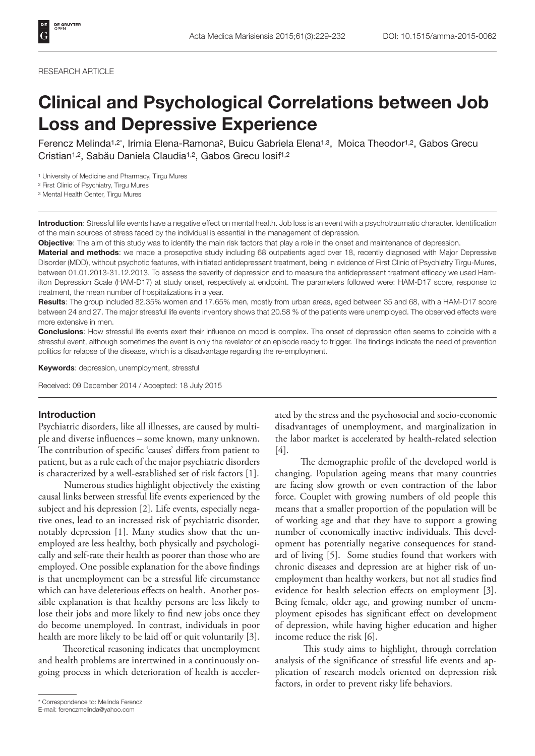RESEARCH ARTICLE

# Clinical and Psychological Correlations between Job Loss and Depressive Experience

Ferencz Melinda[1,2*], Irimia Elena-Ramona[2], Buicu Gabriela Elena[1,3], Moica Theodor[1,2], Gabos Grecu Cristian[1,2], Sabău Daniela Claudia[1,2], Gabos Grecu Iosif[1,2]

[1] University of Medicine and Pharmacy, Tirgu Mures
[2] First Clinic of Psychiatry, Tirgu Mures
[3] Mental Health Center, Tirgu Mures

**Introduction**: Stressful life events have a negative effect on mental health. Job loss is an event with a psychotraumatic character. Identification of the main sources of stress faced by the individual is essential in the management of depression.

**Objective**: The aim of this study was to identify the main risk factors that play a role in the onset and maintenance of depression.

**Material and methods**: we made a prosepctive study including 68 outpatients aged over 18, recently diagnosed with Major Depressive Disorder (MDD), without psychotic features, with initiated antidepressant treatment, being in evidence of First Clinic of Psychiatry Tirgu-Mures, between 01.01.2013-31.12.2013. To assess the severity of depression and to measure the antidepressant treatment efficacy we used Hamilton Depression Scale (HAM-D17) at study onset, respectively at endpoint. The parameters followed were: HAM-D17 score, response to treatment, the mean number of hospitalizations in a year.

**Results**: The group included 82.35% women and 17.65% men, mostly from urban areas, aged between 35 and 68, with a HAM-D17 score between 24 and 27. The major stressful life events inventory shows that 20.58 % of the patients were unemployed. The observed effects were more extensive in men.

**Conclusions**: How stressful life events exert their influence on mood is complex. The onset of depression often seems to coincide with a stressful event, although sometimes the event is only the revelator of an episode ready to trigger. The findings indicate the need of prevention politics for relapse of the disease, which is a disadvantage regarding the re-employment.

**Keywords**: depression, unemployment, stressful

Received: 09 December 2014 / Accepted: 18 July 2015

## Introduction

Psychiatric disorders, like all illnesses, are caused by multiple and diverse influences – some known, many unknown. The contribution of specific 'causes' differs from patient to patient, but as a rule each of the major psychiatric disorders is characterized by a well-established set of risk factors [1].

Numerous studies highlight objectively the existing causal links between stressful life events experienced by the subject and his depression [2]. Life events, especially negative ones, lead to an increased risk of psychiatric disorder, notably depression [1]. Many studies show that the unemployed are less healthy, both physically and psychologically and self-rate their health as poorer than those who are employed. One possible explanation for the above findings is that unemployment can be a stressful life circumstance which can have deleterious effects on health. Another possible explanation is that healthy persons are less likely to lose their jobs and more likely to find new jobs once they do become unemployed. In contrast, individuals in poor health are more likely to be laid off or quit voluntarily [3].

Theoretical reasoning indicates that unemployment and health problems are intertwined in a continuously ongoing process in which deterioration of health is accelerated by the stress and the psychosocial and socio-economic disadvantages of unemployment, and marginalization in the labor market is accelerated by health-related selection [4].

The demographic profile of the developed world is changing. Population ageing means that many countries are facing slow growth or even contraction of the labor force. Couplet with growing numbers of old people this means that a smaller proportion of the population will be of working age and that they have to support a growing number of economically inactive individuals. This development has potentially negative consequences for standard of living [5]. Some studies found that workers with chronic diseases and depression are at higher risk of unemployment than healthy workers, but not all studies find evidence for health selection effects on employment [3]. Being female, older age, and growing number of unemployment episodes has significant effect on development of depression, while having higher education and higher income reduce the risk [6].

This study aims to highlight, through correlation analysis of the significance of stressful life events and application of research models oriented on depression risk factors, in order to prevent risky life behaviors.

\* Correspondence to: Melinda Ferencz
E-mail: ferenczmelinda@yahoo.com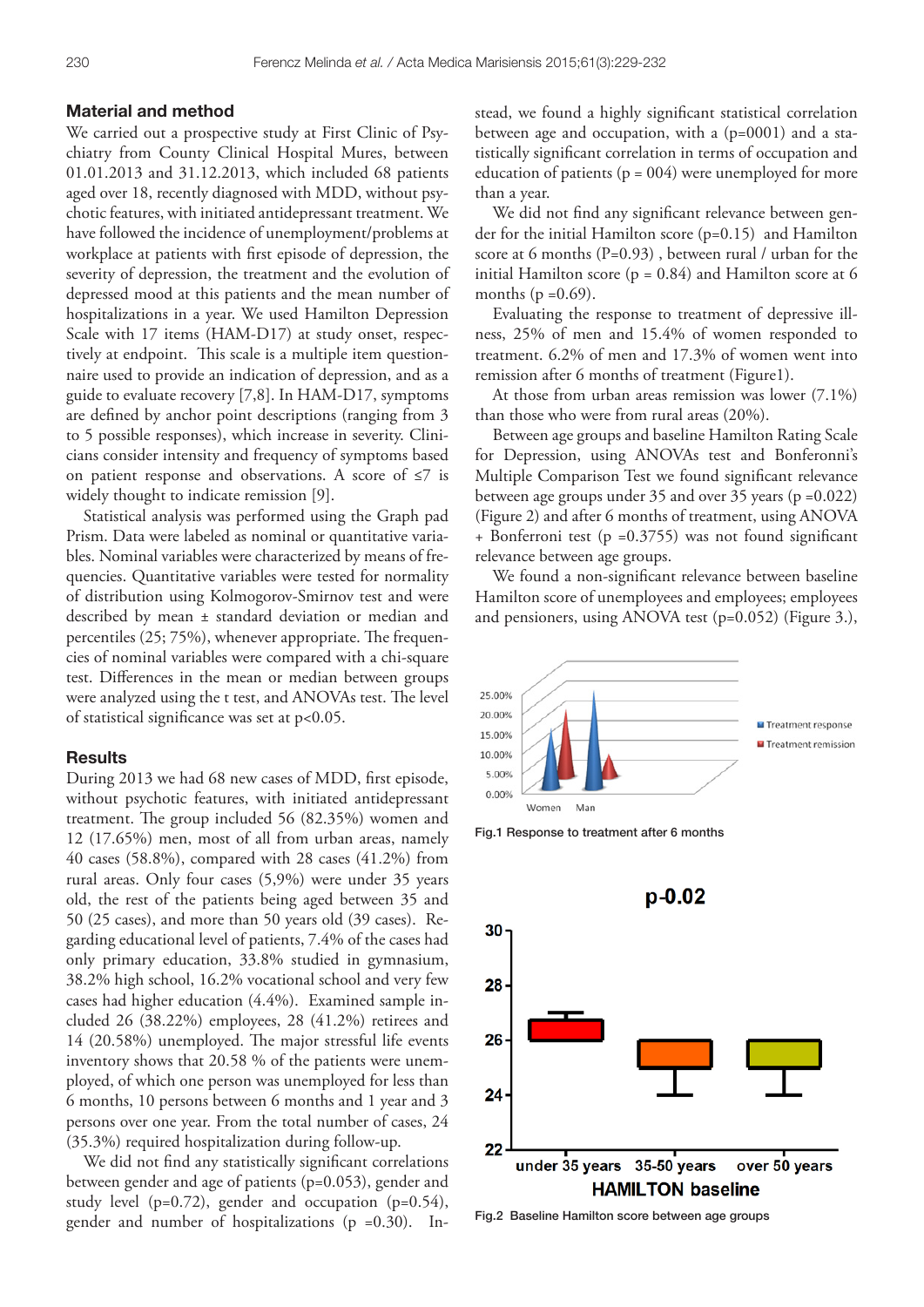## Material and method

We carried out a prospective study at First Clinic of Psychiatry from County Clinical Hospital Mures, between 01.01.2013 and 31.12.2013, which included 68 patients aged over 18, recently diagnosed with MDD, without psychotic features, with initiated antidepressant treatment. We have followed the incidence of unemployment/problems at workplace at patients with first episode of depression, the severity of depression, the treatment and the evolution of depressed mood at this patients and the mean number of hospitalizations in a year. We used Hamilton Depression Scale with 17 items (HAM-D17) at study onset, respectively at endpoint. This scale is a multiple item questionnaire used to provide an indication of depression, and as a guide to evaluate recovery [7,8]. In HAM-D17, symptoms are defined by anchor point descriptions (ranging from 3 to 5 possible responses), which increase in severity. Clinicians consider intensity and frequency of symptoms based on patient response and observations. A score of ≤7 is widely thought to indicate remission [9].

Statistical analysis was performed using the Graph pad Prism. Data were labeled as nominal or quantitative variables. Nominal variables were characterized by means of frequencies. Quantitative variables were tested for normality of distribution using Kolmogorov-Smirnov test and were described by mean ± standard deviation or median and percentiles (25; 75%), whenever appropriate. The frequencies of nominal variables were compared with a chi-square test. Differences in the mean or median between groups were analyzed using the t test, and ANOVAs test. The level of statistical significance was set at p<0.05.

## Results

During 2013 we had 68 new cases of MDD, first episode, without psychotic features, with initiated antidepressant treatment. The group included 56 (82.35%) women and 12 (17.65%) men, most of all from urban areas, namely 40 cases (58.8%), compared with 28 cases (41.2%) from rural areas. Only four cases (5,9%) were under 35 years old, the rest of the patients being aged between 35 and 50 (25 cases), and more than 50 years old (39 cases). Regarding educational level of patients, 7.4% of the cases had only primary education, 33.8% studied in gymnasium, 38.2% high school, 16.2% vocational school and very few cases had higher education (4.4%). Examined sample included 26 (38.22%) employees, 28 (41.2%) retirees and 14 (20.58%) unemployed. The major stressful life events inventory shows that 20.58 % of the patients were unemployed, of which one person was unemployed for less than 6 months, 10 persons between 6 months and 1 year and 3 persons over one year. From the total number of cases, 24 (35.3%) required hospitalization during follow-up.

We did not find any statistically significant correlations between gender and age of patients (p=0.053), gender and study level (p=0.72), gender and occupation (p=0.54), gender and number of hospitalizations (p =0.30). Instead, we found a highly significant statistical correlation between age and occupation, with a (p=0001) and a statistically significant correlation in terms of occupation and education of patients (p = 004) were unemployed for more than a year.

We did not find any significant relevance between gender for the initial Hamilton score (p=0.15) and Hamilton score at 6 months (P=0.93) , between rural / urban for the initial Hamilton score (p = 0.84) and Hamilton score at 6 months (p =0.69).

Evaluating the response to treatment of depressive illness, 25% of men and 15.4% of women responded to treatment. 6.2% of men and 17.3% of women went into remission after 6 months of treatment (Figure1).

At those from urban areas remission was lower (7.1%) than those who were from rural areas (20%).

Between age groups and baseline Hamilton Rating Scale for Depression, using ANOVAs test and Bonferonni's Multiple Comparison Test we found significant relevance between age groups under 35 and over 35 years (p =0.022) (Figure 2) and after 6 months of treatment, using ANOVA + Bonferroni test (p =0.3755) was not found significant relevance between age groups.

We found a non-significant relevance between baseline Hamilton score of unemployees and employees; employees and pensioners, using ANOVA test (p=0.052) (Figure 3.),

Fig.1 Response to treatment after 6 months

Fig.2 Baseline Hamilton score between age groups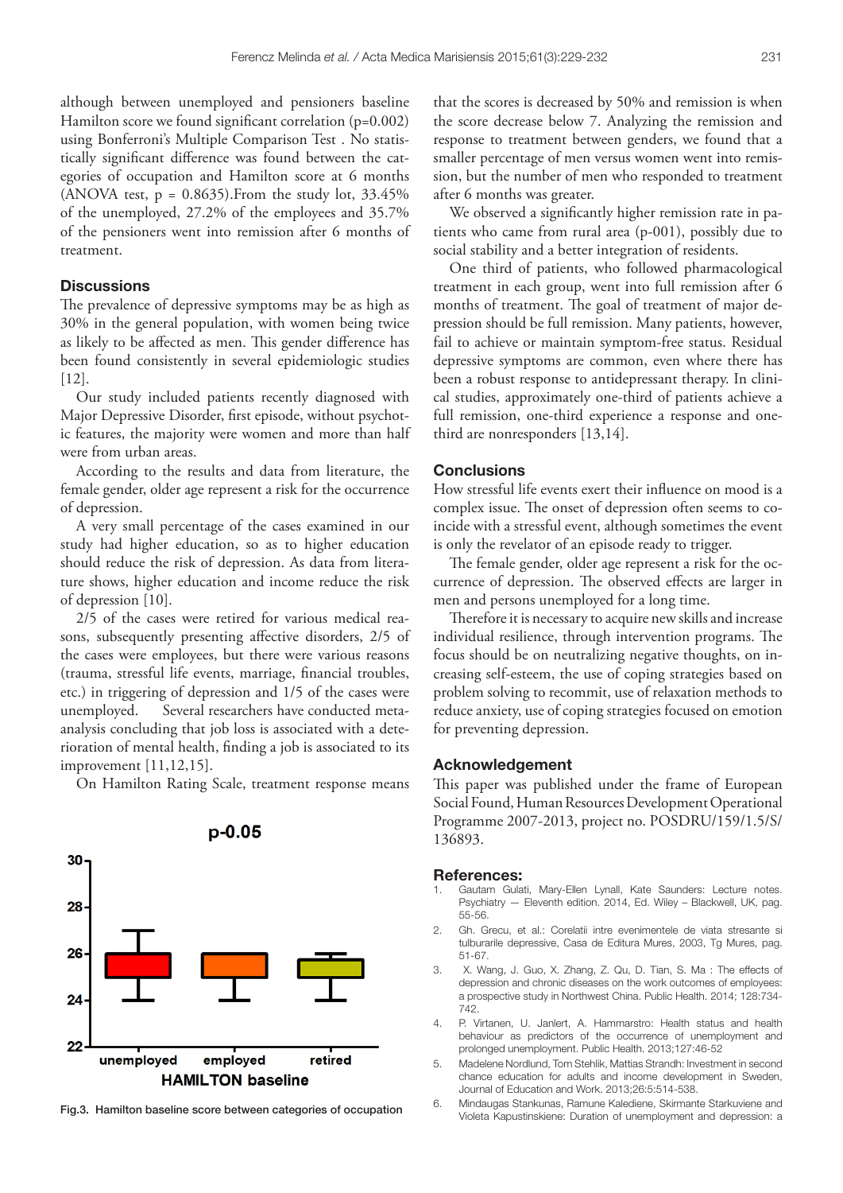although between unemployed and pensioners baseline Hamilton score we found significant correlation (p=0.002) using Bonferroni's Multiple Comparison Test . No statistically significant difference was found between the categories of occupation and Hamilton score at 6 months (ANOVA test, p = 0.8635).From the study lot, 33.45% of the unemployed, 27.2% of the employees and 35.7% of the pensioners went into remission after 6 months of treatment.

## Discussions

The prevalence of depressive symptoms may be as high as 30% in the general population, with women being twice as likely to be affected as men. This gender difference has been found consistently in several epidemiologic studies [12].

Our study included patients recently diagnosed with Major Depressive Disorder, first episode, without psychotic features, the majority were women and more than half were from urban areas.

According to the results and data from literature, the female gender, older age represent a risk for the occurrence of depression.

A very small percentage of the cases examined in our study had higher education, so as to higher education should reduce the risk of depression. As data from literature shows, higher education and income reduce the risk of depression [10].

2/5 of the cases were retired for various medical reasons, subsequently presenting affective disorders, 2/5 of the cases were employees, but there were various reasons (trauma, stressful life events, marriage, financial troubles, etc.) in triggering of depression and 1/5 of the cases were unemployed. Several researchers have conducted meta-analysis concluding that job loss is associated with a deterioration of mental health, finding a job is associated to its improvement [11,12,15].

On Hamilton Rating Scale, treatment response means that the scores is decreased by 50% and remission is when the score decrease below 7. Analyzing the remission and response to treatment between genders, we found that a smaller percentage of men versus women went into remission, but the number of men who responded to treatment after 6 months was greater.

We observed a significantly higher remission rate in patients who came from rural area (p-001), possibly due to social stability and a better integration of residents.

One third of patients, who followed pharmacological treatment in each group, went into full remission after 6 months of treatment. The goal of treatment of major depression should be full remission. Many patients, however, fail to achieve or maintain symptom-free status. Residual depressive symptoms are common, even where there has been a robust response to antidepressant therapy. In clinical studies, approximately one-third of patients achieve a full remission, one-third experience a response and one-third are nonresponders [13,14].

Fig.3. Hamilton baseline score between categories of occupation

## Conclusions

How stressful life events exert their influence on mood is a complex issue. The onset of depression often seems to coincide with a stressful event, although sometimes the event is only the revelator of an episode ready to trigger.

The female gender, older age represent a risk for the occurrence of depression. The observed effects are larger in men and persons unemployed for a long time.

Therefore it is necessary to acquire new skills and increase individual resilience, through intervention programs. The focus should be on neutralizing negative thoughts, on increasing self-esteem, the use of coping strategies based on problem solving to recommit, use of relaxation methods to reduce anxiety, use of coping strategies focused on emotion for preventing depression.

## Acknowledgement

This paper was published under the frame of European Social Found, Human Resources Development Operational Programme 2007-2013, project no. POSDRU/159/1.5/S/136893.

## References:

1. Gautam Gulati, Mary-Ellen Lynall, Kate Saunders: Lecture notes. Psychiatry — Eleventh edition. 2014, Ed. Wiley – Blackwell, UK, pag. 55-56.
2. Gh. Grecu, et al.: Corelatii intre evenimentele de viata stresante si tulburarile depresive, Casa de Editura Mures, 2003, Tg Mures, pag. 51-67.
3. X. Wang, J. Guo, X. Zhang, Z. Qu, D. Tian, S. Ma : The effects of depression and chronic diseases on the work outcomes of employees: a prospective study in Northwest China. Public Health. 2014; 128:734-742.
4. P. Virtanen, U. Janlert, A. Hammarstro: Health status and health behaviour as predictors of the occurrence of unemployment and prolonged unemployment. Public Health. 2013;127:46-52
5. Madelene Nordlund, Tom Stehlik, Mattias Strandh: Investment in second chance education for adults and income development in Sweden, Journal of Education and Work. 2013;26:5:514-538.
6. Mindaugas Stankunas, Ramune Kalediene, Skirmante Starkuviene and Violeta Kapustinskiene: Duration of unemployment and depression: a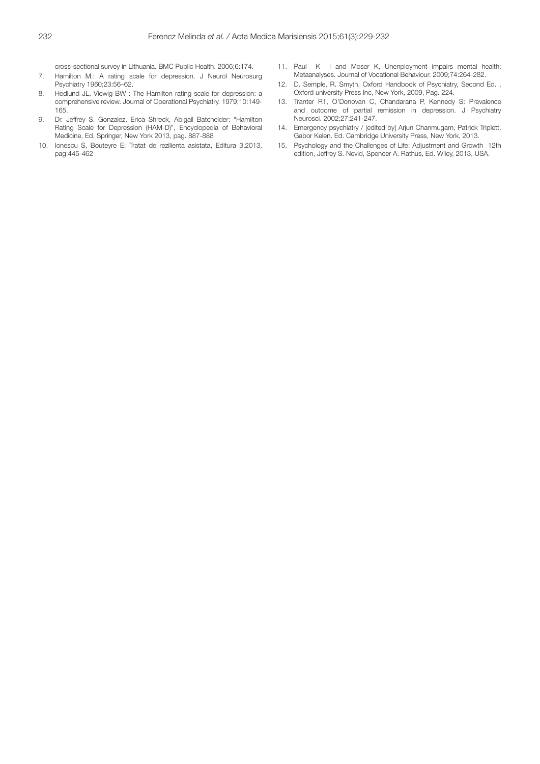cross-sectional survey in Lithuania. BMC Public Health. 2006;6:174.

7. Hamilton M.: A rating scale for depression. J Neurol Neurosurg Psychiatry 1960;23:56–62.
8. Hedlund JL, Viewig BW : The Hamilton rating scale for depression: a comprehensive review. Journal of Operational Psychiatry. 1979;10:149-165.
9. Dr. Jeffrey S. Gonzalez, Erica Shreck, Abigail Batchelder: "Hamilton Rating Scale for Depression (HAM-D)", Encyclopedia of Behavioral Medicine, Ed. Springer, New York 2013, pag. 887-888
10. Ionescu S, Bouteyre E: Tratat de rezilienta asistata, Editura 3,2013, pag:445-462
11. Paul K I and Moser K, Unenployment impairs mental health: Metaanalyses. Journal of Vocational Behaviour. 2009;74:264-282.
12. D. Semple, R. Smyth, Oxford Handbook of Psychiatry, Second Ed. , Oxford university Press Inc, New York, 2009, Pag. 224.
13. Tranter R1, O'Donovan C, Chandarana P, Kennedy S: Prevalence and outcome of partial remission in depression. J Psychiatry Neurosci. 2002;27:241-247.
14. Emergency psychiatry / [edited by] Arjun Chanmugam, Patrick Triplett, Gabor Kelen. Ed. Cambridge University Press, New York, 2013.
15. Psychology and the Challenges of Life: Adjustment and Growth 12th edition, Jeffrey S. Nevid, Spencer A. Rathus, Ed. Wiley, 2013, USA.